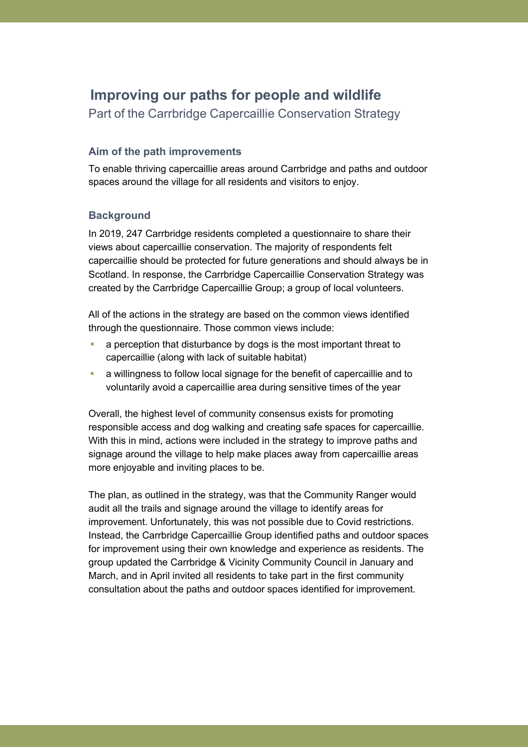# Improving our paths for people and wildlife

Part of the Carrbridge Capercaillie Conservation Strategy

## Aim of the path improvements

To enable thriving capercaillie areas around Carrbridge and paths and outdoor spaces around the village for all residents and visitors to enjoy.

## Background

In 2019, 247 Carrbridge residents completed a questionnaire to share their views about capercaillie conservation. The majority of respondents felt capercaillie should be protected for future generations and should always be in Scotland. In response, the Carrbridge Capercaillie Conservation Strategy was created by the Carrbridge Capercaillie Group; a group of local volunteers.

All of the actions in the strategy are based on the common views identified through the questionnaire. Those common views include:

- a perception that disturbance by dogs is the most important threat to capercaillie (along with lack of suitable habitat)
- a willingness to follow local signage for the benefit of capercaillie and to voluntarily avoid a capercaillie area during sensitive times of the year

Overall, the highest level of community consensus exists for promoting responsible access and dog walking and creating safe spaces for capercaillie. With this in mind, actions were included in the strategy to improve paths and signage around the village to help make places away from capercaillie areas more enjoyable and inviting places to be.

The plan, as outlined in the strategy, was that the Community Ranger would audit all the trails and signage around the village to identify areas for improvement. Unfortunately, this was not possible due to Covid restrictions. Instead, the Carrbridge Capercaillie Group identified paths and outdoor spaces for improvement using their own knowledge and experience as residents. The group updated the Carrbridge & Vicinity Community Council in January and March, and in April invited all residents to take part in the first community consultation about the paths and outdoor spaces identified for improvement.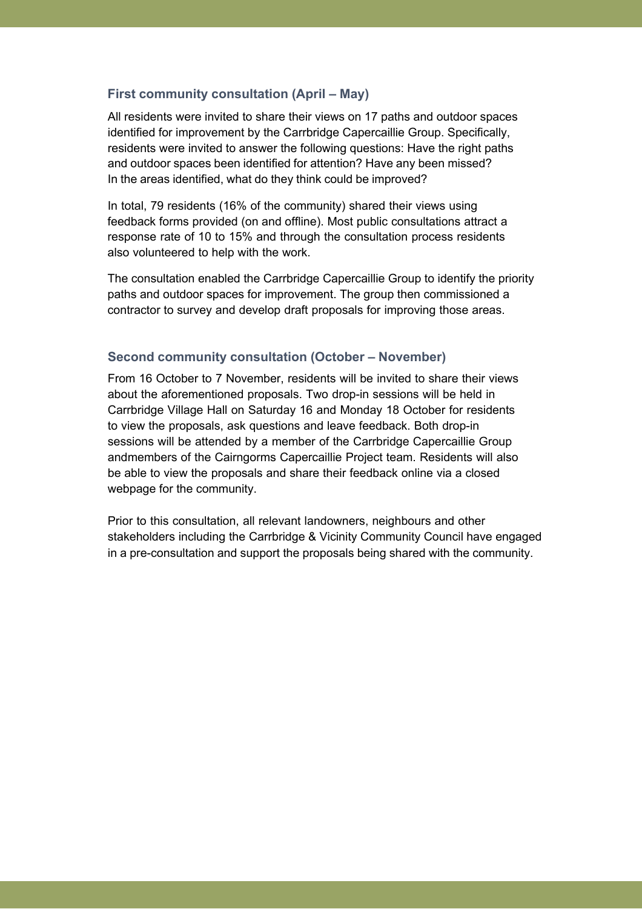### First community consultation (April – May)

All residents were invited to share their views on 17 paths and outdoor spaces identified for improvement by the Carrbridge Capercaillie Group. Specifically, residents were invited to answer the following questions: Have the right paths and outdoor spaces been identified for attention? Have any been missed? In the areas identified, what do they think could be improved?

In total, 79 residents (16% of the community) shared their views using feedback forms provided (on and offline). Most public consultations attract a response rate of 10 to 15% and through the consultation process residents also volunteered to help with the work.

The consultation enabled the Carrbridge Capercaillie Group to identify the priority paths and outdoor spaces for improvement. The group then commissioned a contractor to survey and develop draft proposals for improving those areas.

### Second community consultation (October – November)

From 16 October to 7 November, residents will be invited to share their views about the aforementioned proposals. Two drop-in sessions will be held in Carrbridge Village Hall on Saturday 16 and Monday 18 October for residents to view the proposals, ask questions and leave feedback. Both drop-in sessions will be attended by a member of the Carrbridge Capercaillie Group andmembers of the Cairngorms Capercaillie Project team. Residents will also be able to view the proposals and share their feedback online via a closed webpage for the community.

Prior to this consultation, all relevant landowners, neighbours and other stakeholders including the Carrbridge & Vicinity Community Council have engaged in a pre-consultation and support the proposals being shared with the community.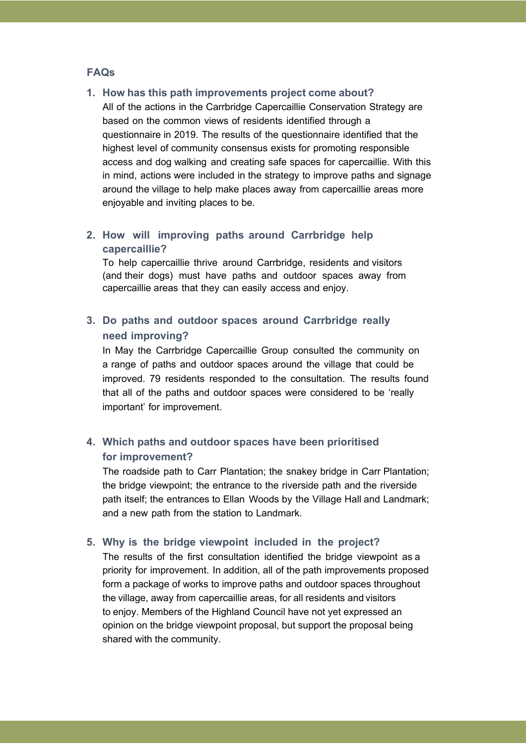## FAQs

### 1. How has this path improvements project come about?

All of the actions in the Carrbridge Capercaillie Conservation Strategy are based on the common views of residents identified through a questionnaire in 2019. The results of the questionnaire identified that the highest level of community consensus exists for promoting responsible access and dog walking and creating safe spaces for capercaillie. With this in mind, actions were included in the strategy to improve paths and signage around the village to help make places away from capercaillie areas more enjoyable and inviting places to be.

### 2. How will improving paths around Carrbridge help capercaillie?

To help capercaillie thrive around Carrbridge, residents and visitors (and their dogs) must have paths and outdoor spaces away from capercaillie areas that they can easily access and enjoy.

### 3. Do paths and outdoor spaces around Carrbridge really need improving?

In May the Carrbridge Capercaillie Group consulted the community on a range of paths and outdoor spaces around the village that could be improved. 79 residents responded to the consultation. The results found that all of the paths and outdoor spaces were considered to be 'really important' for improvement.

### 4. Which paths and outdoor spaces have been prioritised for improvement?

The roadside path to Carr Plantation; the snakey bridge in Carr Plantation; the bridge viewpoint; the entrance to the riverside path and the riverside path itself; the entrances to Ellan Woods by the Village Hall and Landmark; and a new path from the station to Landmark.

### 5. Why is the bridge viewpoint included in the project?

The results of the first consultation identified the bridge viewpoint as a priority for improvement. In addition, all of the path improvements proposed form a package of works to improve paths and outdoor spaces throughout the village, away from capercaillie areas, for all residents and visitors to enjoy. Members of the Highland Council have not yet expressed an opinion on the bridge viewpoint proposal, but support the proposal being shared with the community.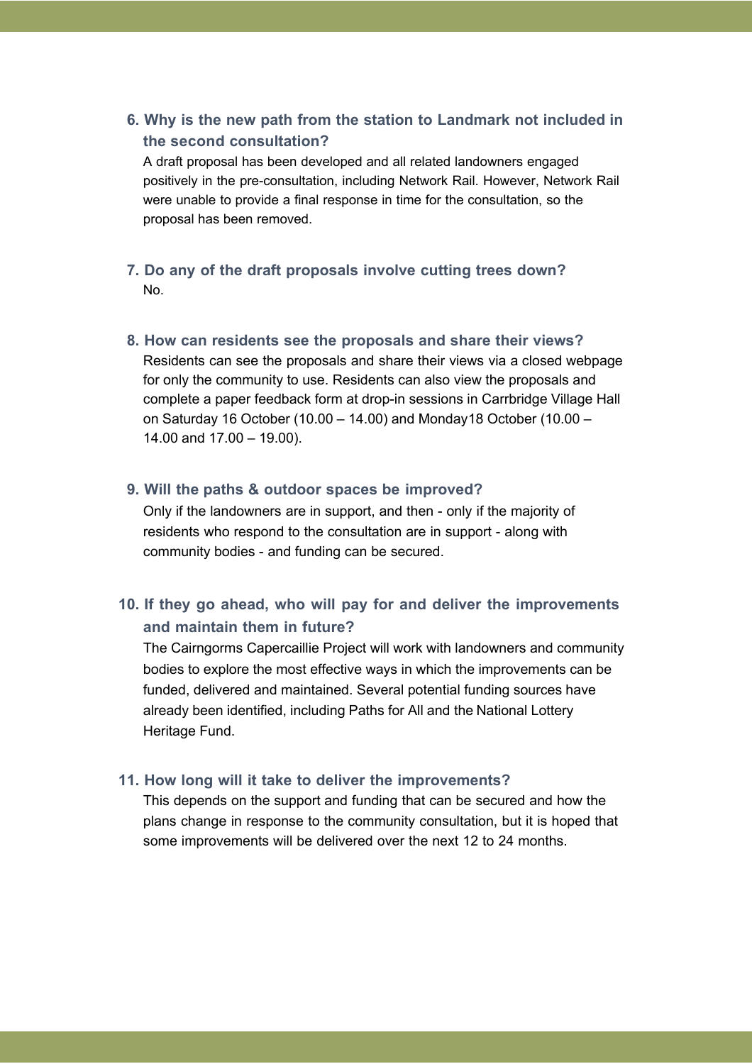**6. Why is the new path from the station to Landmark not included in the second consultation?**

A draft proposal has been developed and all related landowners engaged positively in the pre-consultation, including Network Rail. However, Network Rail were unable to provide a final response in time for the consultation, so the proposal has been removed.

**7. Do any of the draft proposals involve cutting trees down?**

No.

**8. How can residents see the proposals and share their views?**

Residents can see the proposals and share their views via a closed webpage for only the community to use. Residents can also view the proposals and complete a paper feedback form at drop-in sessions in Carrbridge Village Hall on Saturday 16 October (10.00 – 14.00) and Monday18 October (10.00 – 14.00 and 17.00 – 19.00).

**9. Will the paths & outdoor spaces be improved?**

Only if the landowners are in support, and then - only if the majority of residents who respond to the consultation are in support - along with community bodies - and funding can be secured.

**10. If they go ahead, who will pay for and deliver the improvements and maintain them in future?**

The Cairngorms Capercaillie Project will work with landowners and community bodies to explore the most effective ways in which the improvements can be funded, delivered and maintained. Several potential funding sources have already been identified, including Paths for All and the National Lottery Heritage Fund.

**11. How long will it take to deliver the improvements?**

This depends on the support and funding that can be secured and how the plans change in response to the community consultation, but it is hoped that some improvements will be delivered over the next 12 to 24 months.